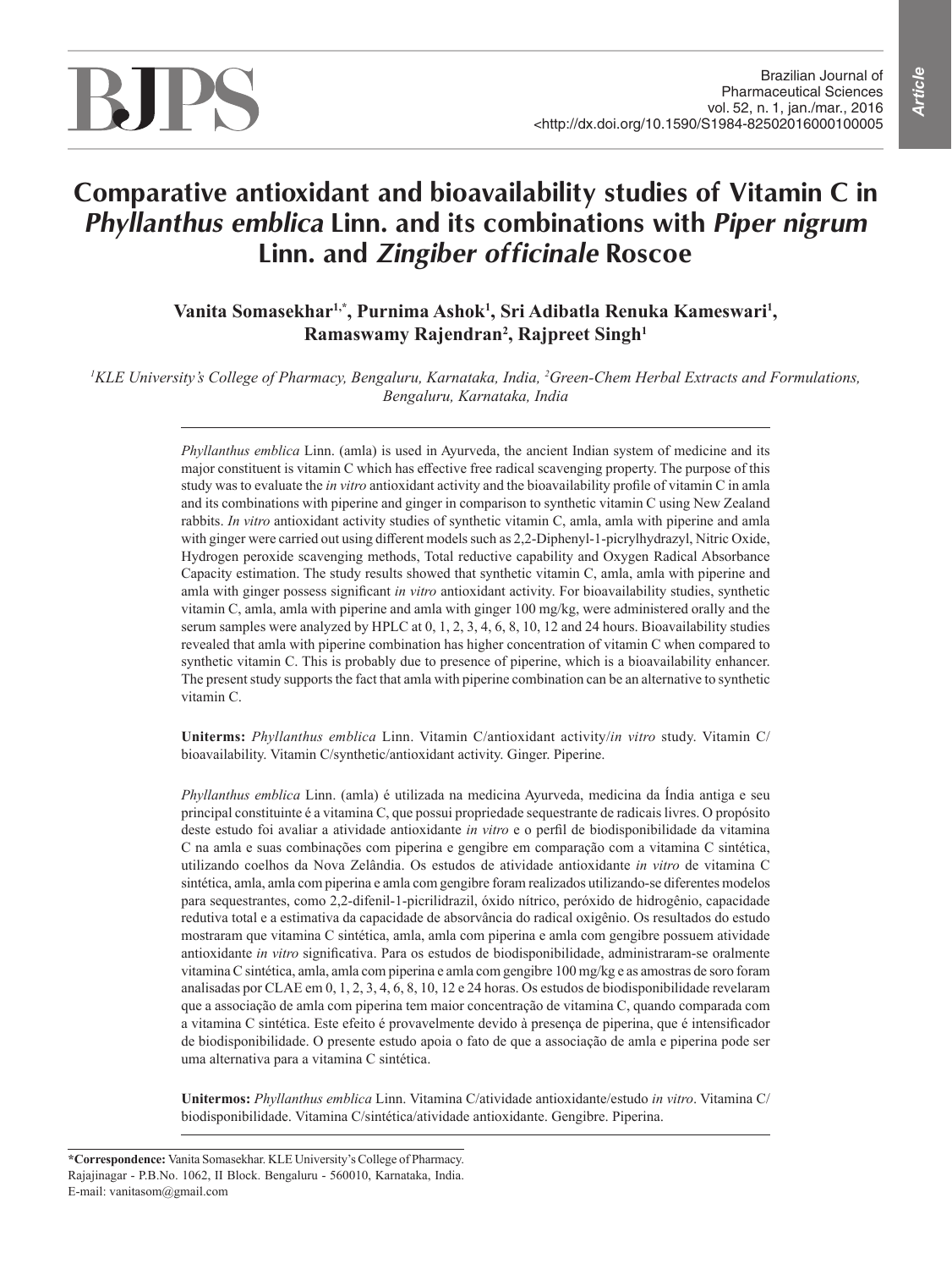# Comparative antioxidant and bioavailability studies of Vitamin C in *Phyllanthus emblica* Linn. and its combinations with *Piper nigrum* Linn. and *Zingiber officinale* Roscoe

**Vanita Somasekhar[1,*], Purnima Ashok[1], Sri Adibatla Renuka Kameswari[1], Ramaswamy Rajendran[2], Rajpreet Singh[1]**

*[1]KLE University's College of Pharmacy, Bengaluru, Karnataka, India, [2]Green-Chem Herbal Extracts and Formulations, Bengaluru, Karnataka, India*

*Phyllanthus emblica* Linn. (amla) is used in Ayurveda, the ancient Indian system of medicine and its major constituent is vitamin C which has effective free radical scavenging property. The purpose of this study was to evaluate the *in vitro* antioxidant activity and the bioavailability profile of vitamin C in amla and its combinations with piperine and ginger in comparison to synthetic vitamin C using New Zealand rabbits. *In vitro* antioxidant activity studies of synthetic vitamin C, amla, amla with piperine and amla with ginger were carried out using different models such as 2,2-Diphenyl-1-picrylhydrazyl, Nitric Oxide, Hydrogen peroxide scavenging methods, Total reductive capability and Oxygen Radical Absorbance Capacity estimation. The study results showed that synthetic vitamin C, amla, amla with piperine and amla with ginger possess significant *in vitro* antioxidant activity. For bioavailability studies, synthetic vitamin C, amla, amla with piperine and amla with ginger 100 mg/kg, were administered orally and the serum samples were analyzed by HPLC at 0, 1, 2, 3, 4, 6, 8, 10, 12 and 24 hours. Bioavailability studies revealed that amla with piperine combination has higher concentration of vitamin C when compared to synthetic vitamin C. This is probably due to presence of piperine, which is a bioavailability enhancer. The present study supports the fact that amla with piperine combination can be an alternative to synthetic vitamin C.

**Uniterms:** *Phyllanthus emblica* Linn. Vitamin C/antioxidant activity/*in vitro* study. Vitamin C/bioavailability. Vitamin C/synthetic/antioxidant activity. Ginger. Piperine.

*Phyllanthus emblica* Linn. (amla) é utilizada na medicina Ayurveda, medicina da Índia antiga e seu principal constituinte é a vitamina C, que possui propriedade sequestrante de radicais livres. O propósito deste estudo foi avaliar a atividade antioxidante *in vitro* e o perfil de biodisponibilidade da vitamina C na amla e suas combinações com piperina e gengibre em comparação com a vitamina C sintética, utilizando coelhos da Nova Zelândia. Os estudos de atividade antioxidante *in vitro* de vitamina C sintética, amla, amla com piperina e amla com gengibre foram realizados utilizando-se diferentes modelos para sequestrantes, como 2,2-difenil-1-picrilidrazil, óxido nítrico, peróxido de hidrogênio, capacidade redutiva total e a estimativa da capacidade de absorvância do radical oxigênio. Os resultados do estudo mostraram que vitamina C sintética, amla, amla com piperina e amla com gengibre possuem atividade antioxidante *in vitro* significativa. Para os estudos de biodisponibilidade, administraram-se oralmente vitamina C sintética, amla, amla com piperina e amla com gengibre 100 mg/kg e as amostras de soro foram analisadas por CLAE em 0, 1, 2, 3, 4, 6, 8, 10, 12 e 24 horas. Os estudos de biodisponibilidade revelaram que a associação de amla com piperina tem maior concentração de vitamina C, quando comparada com a vitamina C sintética. Este efeito é provavelmente devido à presença de piperina, que é intensificador de biodisponibilidade. O presente estudo apoia o fato de que a associação de amla e piperina pode ser uma alternativa para a vitamina C sintética.

**Unitermos:** *Phyllanthus emblica* Linn. Vitamina C/atividade antioxidante/estudo *in vitro*. Vitamina C/biodisponibilidade. Vitamina C/sintética/atividade antioxidante. Gengibre. Piperina.

**\*Correspondence:** Vanita Somasekhar. KLE University's College of Pharmacy. Rajajinagar - P.B.No. 1062, II Block. Bengaluru - 560010, Karnataka, India. E-mail: vanitasom@gmail.com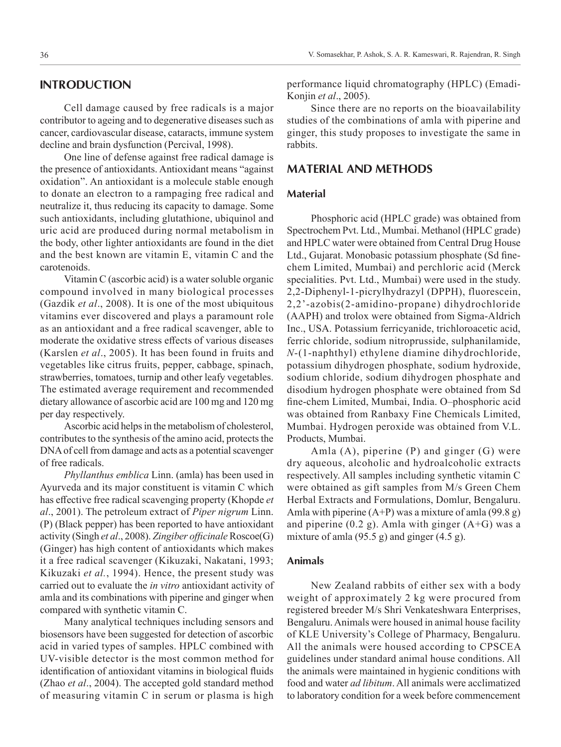## INTRODUCTION

Cell damage caused by free radicals is a major contributor to ageing and to degenerative diseases such as cancer, cardiovascular disease, cataracts, immune system decline and brain dysfunction (Percival, 1998).

One line of defense against free radical damage is the presence of antioxidants. Antioxidant means "against oxidation". An antioxidant is a molecule stable enough to donate an electron to a rampaging free radical and neutralize it, thus reducing its capacity to damage. Some such antioxidants, including glutathione, ubiquinol and uric acid are produced during normal metabolism in the body, other lighter antioxidants are found in the diet and the best known are vitamin E, vitamin C and the carotenoids.

Vitamin C (ascorbic acid) is a water soluble organic compound involved in many biological processes (Gazdik *et al*., 2008). It is one of the most ubiquitous vitamins ever discovered and plays a paramount role as an antioxidant and a free radical scavenger, able to moderate the oxidative stress effects of various diseases (Karslen *et al*., 2005). It has been found in fruits and vegetables like citrus fruits, pepper, cabbage, spinach, strawberries, tomatoes, turnip and other leafy vegetables. The estimated average requirement and recommended dietary allowance of ascorbic acid are 100 mg and 120 mg per day respectively.

Ascorbic acid helps in the metabolism of cholesterol, contributes to the synthesis of the amino acid, protects the DNA of cell from damage and acts as a potential scavenger of free radicals.

*Phyllanthus emblica* Linn. (amla) has been used in Ayurveda and its major constituent is vitamin C which has effective free radical scavenging property (Khopde *et al*., 2001). The petroleum extract of *Piper nigrum* Linn. (P) (Black pepper) has been reported to have antioxidant activity (Singh *et al*., 2008). *Zingiber officinale* Roscoe(G) (Ginger) has high content of antioxidants which makes it a free radical scavenger (Kikuzaki, Nakatani, 1993; Kikuzaki *et al.*, 1994). Hence, the present study was carried out to evaluate the *in vitro* antioxidant activity of amla and its combinations with piperine and ginger when compared with synthetic vitamin C.

Many analytical techniques including sensors and biosensors have been suggested for detection of ascorbic acid in varied types of samples. HPLC combined with UV-visible detector is the most common method for identification of antioxidant vitamins in biological fluids (Zhao *et al*., 2004). The accepted gold standard method of measuring vitamin C in serum or plasma is high performance liquid chromatography (HPLC) (Emadi-Konjin *et al*., 2005).

Since there are no reports on the bioavailability studies of the combinations of amla with piperine and ginger, this study proposes to investigate the same in rabbits.

## MATERIAL AND METHODS

### Material

Phosphoric acid (HPLC grade) was obtained from Spectrochem Pvt. Ltd., Mumbai. Methanol (HPLC grade) and HPLC water were obtained from Central Drug House Ltd., Gujarat. Monobasic potassium phosphate (Sd fine-chem Limited, Mumbai) and perchloric acid (Merck specialities. Pvt. Ltd., Mumbai) were used in the study. 2,2-Diphenyl-1-picrylhydrazyl (DPPH), fluorescein, 2,2'-azobis(2-amidino-propane) dihydrochloride (AAPH) and trolox were obtained from Sigma-Aldrich Inc., USA. Potassium ferricyanide, trichloroacetic acid, ferric chloride, sodium nitroprusside, sulphanilamide, *N*-(1-naphthyl) ethylene diamine dihydrochloride, potassium dihydrogen phosphate, sodium hydroxide, sodium chloride, sodium dihydrogen phosphate and disodium hydrogen phosphate were obtained from Sd fine-chem Limited, Mumbai, India. O–phosphoric acid was obtained from Ranbaxy Fine Chemicals Limited, Mumbai. Hydrogen peroxide was obtained from V.L. Products, Mumbai.

Amla (A), piperine (P) and ginger (G) were dry aqueous, alcoholic and hydroalcoholic extracts respectively. All samples including synthetic vitamin C were obtained as gift samples from M/s Green Chem Herbal Extracts and Formulations, Domlur, Bengaluru. Amla with piperine (A+P) was a mixture of amla (99.8 g) and piperine (0.2 g). Amla with ginger (A+G) was a mixture of amla (95.5 g) and ginger (4.5 g).

### Animals

New Zealand rabbits of either sex with a body weight of approximately 2 kg were procured from registered breeder M/s Shri Venkateshwara Enterprises, Bengaluru. Animals were housed in animal house facility of KLE University's College of Pharmacy, Bengaluru. All the animals were housed according to CPSCEA guidelines under standard animal house conditions. All the animals were maintained in hygienic conditions with food and water *ad libitum*. All animals were acclimatized to laboratory condition for a week before commencement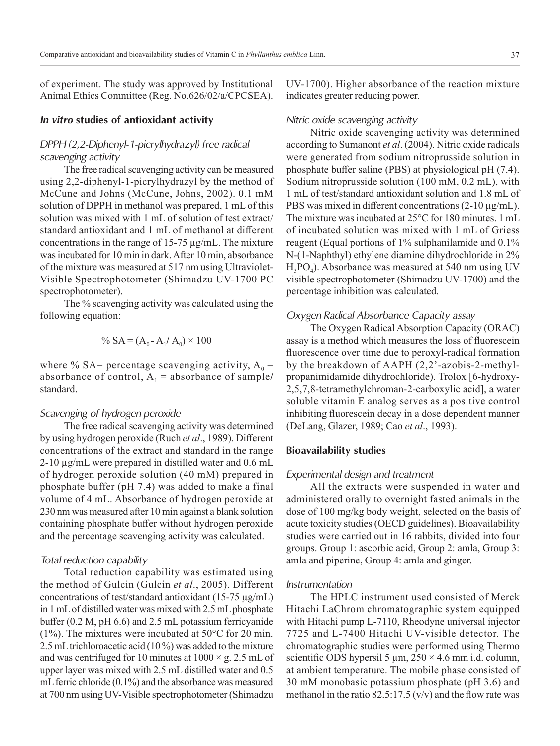of experiment. The study was approved by Institutional Animal Ethics Committee (Reg. No.626/02/a/CPCSEA).

## *In vitro* studies of antioxidant activity

### DPPH (2,2-Diphenyl-1-picrylhydrazyl) free radical scavenging activity

The free radical scavenging activity can be measured using 2,2-diphenyl-1-picrylhydrazyl by the method of McCune and Johns (McCune, Johns, 2002). 0.1 mM solution of DPPH in methanol was prepared, 1 mL of this solution was mixed with 1 mL of solution of test extract/standard antioxidant and 1 mL of methanol at different concentrations in the range of 15-75 µg/mL. The mixture was incubated for 10 min in dark. After 10 min, absorbance of the mixture was measured at 517 nm using Ultraviolet-Visible Spectrophotometer (Shimadzu UV-1700 PC spectrophotometer).

The % scavenging activity was calculated using the following equation:

$$\%\ SA = (A_0 - A_1 / A_0) \times 100$$

where % SA= percentage scavenging activity, $A_0$ = absorbance of control, $A_1$ = absorbance of sample/standard.

### Scavenging of hydrogen peroxide

The free radical scavenging activity was determined by using hydrogen peroxide (Ruch *et al*., 1989). Different concentrations of the extract and standard in the range 2-10 µg/mL were prepared in distilled water and 0.6 mL of hydrogen peroxide solution (40 mM) prepared in phosphate buffer (pH 7.4) was added to make a final volume of 4 mL. Absorbance of hydrogen peroxide at 230 nm was measured after 10 min against a blank solution containing phosphate buffer without hydrogen peroxide and the percentage scavenging activity was calculated.

### Total reduction capability

Total reduction capability was estimated using the method of Gulcin (Gulcin *et al*., 2005). Different concentrations of test/standard antioxidant (15-75 µg/mL) in 1 mL of distilled water was mixed with 2.5 mL phosphate buffer (0.2 M, pH 6.6) and 2.5 mL potassium ferricyanide (1%). The mixtures were incubated at 50°C for 20 min. 2.5 mL trichloroacetic acid (10 %) was added to the mixture and was centrifuged for 10 minutes at 1000 × g. 2.5 mL of upper layer was mixed with 2.5 mL distilled water and 0.5 mL ferric chloride (0.1%) and the absorbance was measured at 700 nm using UV-Visible spectrophotometer (Shimadzu UV-1700). Higher absorbance of the reaction mixture indicates greater reducing power.

### Nitric oxide scavenging activity

Nitric oxide scavenging activity was determined according to Sumanont *et al*. (2004). Nitric oxide radicals were generated from sodium nitroprusside solution in phosphate buffer saline (PBS) at physiological pH (7.4). Sodium nitroprusside solution (100 mM, 0.2 mL), with 1 mL of test/standard antioxidant solution and 1.8 mL of PBS was mixed in different concentrations (2-10 µg/mL). The mixture was incubated at 25°C for 180 minutes. 1 mL of incubated solution was mixed with 1 mL of Griess reagent (Equal portions of 1% sulphanilamide and 0.1% N-(1-Naphthyl) ethylene diamine dihydrochloride in 2% $H_3PO_4$). Absorbance was measured at 540 nm using UV visible spectrophotometer (Shimadzu UV-1700) and the percentage inhibition was calculated.

### Oxygen Radical Absorbance Capacity assay

The Oxygen Radical Absorption Capacity (ORAC) assay is a method which measures the loss of fluorescein fluorescence over time due to peroxyl-radical formation by the breakdown of AAPH (2,2'-azobis-2-methyl-propanimidamide dihydrochloride). Trolox [6-hydroxy-2,5,7,8-tetramethylchroman-2-carboxylic acid], a water soluble vitamin E analog serves as a positive control inhibiting fluorescein decay in a dose dependent manner (DeLang, Glazer, 1989; Cao *et al*., 1993).

## Bioavailability studies

### Experimental design and treatment

All the extracts were suspended in water and administered orally to overnight fasted animals in the dose of 100 mg/kg body weight, selected on the basis of acute toxicity studies (OECD guidelines). Bioavailability studies were carried out in 16 rabbits, divided into four groups. Group 1: ascorbic acid, Group 2: amla, Group 3: amla and piperine, Group 4: amla and ginger.

### Instrumentation

The HPLC instrument used consisted of Merck Hitachi LaChrom chromatographic system equipped with Hitachi pump L-7110, Rheodyne universal injector 7725 and L-7400 Hitachi UV-visible detector. The chromatographic studies were performed using Thermo scientific ODS hypersil 5 µm, 250 × 4.6 mm i.d. column, at ambient temperature. The mobile phase consisted of 30 mM monobasic potassium phosphate (pH 3.6) and methanol in the ratio 82.5:17.5 (v/v) and the flow rate was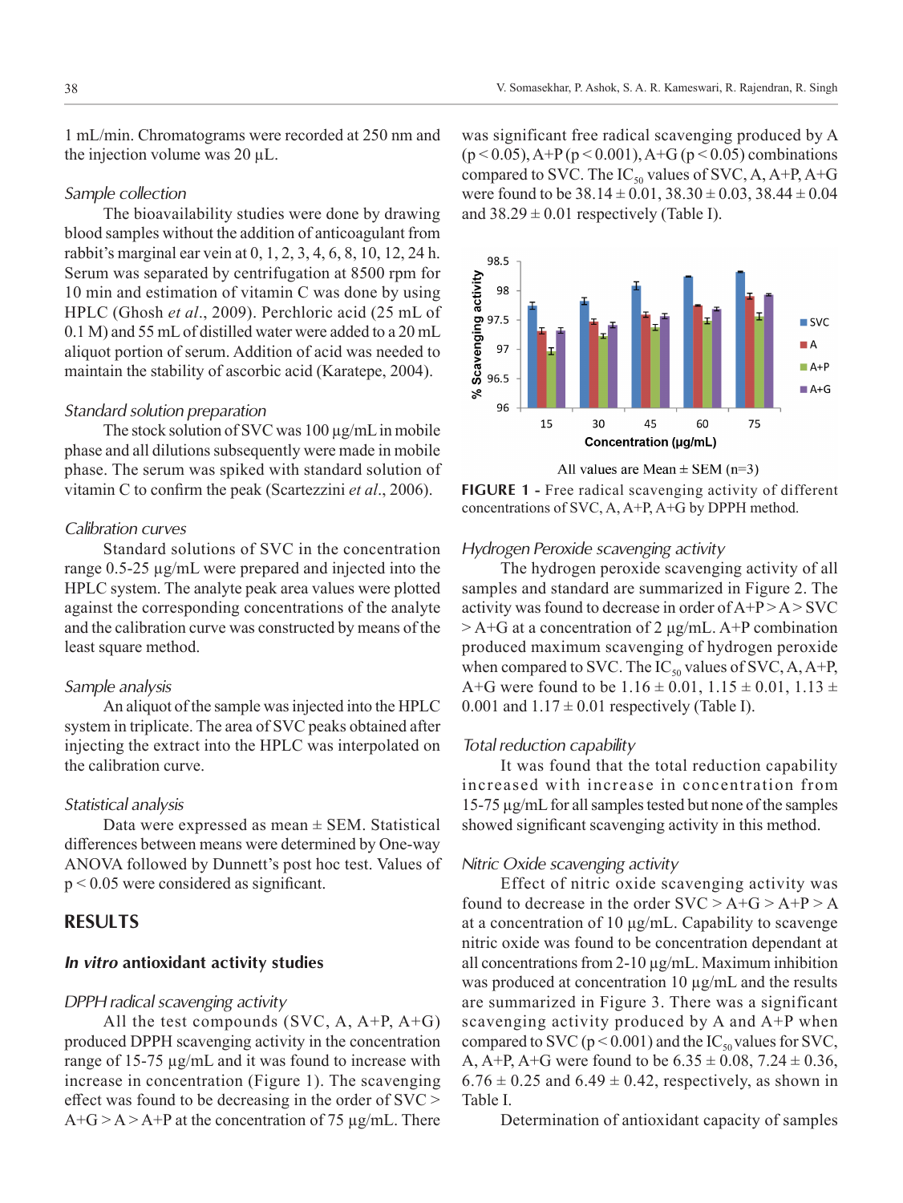1 mL/min. Chromatograms were recorded at 250 nm and the injection volume was 20 µL.

*Sample collection*

The bioavailability studies were done by drawing blood samples without the addition of anticoagulant from rabbit's marginal ear vein at 0, 1, 2, 3, 4, 6, 8, 10, 12, 24 h. Serum was separated by centrifugation at 8500 rpm for 10 min and estimation of vitamin C was done by using HPLC (Ghosh *et al*., 2009). Perchloric acid (25 mL of 0.1 M) and 55 mL of distilled water were added to a 20 mL aliquot portion of serum. Addition of acid was needed to maintain the stability of ascorbic acid (Karatepe, 2004).

*Standard solution preparation*

The stock solution of SVC was 100 µg/mL in mobile phase and all dilutions subsequently were made in mobile phase. The serum was spiked with standard solution of vitamin C to confirm the peak (Scartezzini *et al*., 2006).

*Calibration curves*

Standard solutions of SVC in the concentration range 0.5-25 µg/mL were prepared and injected into the HPLC system. The analyte peak area values were plotted against the corresponding concentrations of the analyte and the calibration curve was constructed by means of the least square method.

*Sample analysis*

An aliquot of the sample was injected into the HPLC system in triplicate. The area of SVC peaks obtained after injecting the extract into the HPLC was interpolated on the calibration curve.

*Statistical analysis*

Data were expressed as mean ± SEM. Statistical differences between means were determined by One-way ANOVA followed by Dunnett's post hoc test. Values of $p < 0.05$ were considered as significant.

## RESULTS

### *In vitro* antioxidant activity studies

*DPPH radical scavenging activity*

All the test compounds (SVC, A, A+P, A+G) produced DPPH scavenging activity in the concentration range of 15-75 µg/mL and it was found to increase with increase in concentration (Figure 1). The scavenging effect was found to be decreasing in the order of SVC > A+G > A > A+P at the concentration of 75 µg/mL. There was significant free radical scavenging produced by A ($p < 0.05$), A+P ($p < 0.001$), A+G ($p < 0.05$) combinations compared to SVC. The $IC_{50}$ values of SVC, A, A+P, A+G were found to be 38.14 ± 0.01, 38.30 ± 0.03, 38.44 ± 0.04 and 38.29 ± 0.01 respectively (Table I).

All values are Mean ± SEM (n=3)

**FIGURE 1 -** Free radical scavenging activity of different concentrations of SVC, A, A+P, A+G by DPPH method.

*Hydrogen Peroxide scavenging activity*

The hydrogen peroxide scavenging activity of all samples and standard are summarized in Figure 2. The activity was found to decrease in order of A+P > A > SVC > A+G at a concentration of 2 µg/mL. A+P combination produced maximum scavenging of hydrogen peroxide when compared to SVC. The $IC_{50}$ values of SVC, A, A+P, A+G were found to be 1.16 ± 0.01, 1.15 ± 0.01, 1.13 ± 0.001 and 1.17 ± 0.01 respectively (Table I).

*Total reduction capability*

It was found that the total reduction capability increased with increase in concentration from 15-75 µg/mL for all samples tested but none of the samples showed significant scavenging activity in this method.

*Nitric Oxide scavenging activity*

Effect of nitric oxide scavenging activity was found to decrease in the order SVC > A+G > A+P > A at a concentration of 10 µg/mL. Capability to scavenge nitric oxide was found to be concentration dependant at all concentrations from 2-10 µg/mL. Maximum inhibition was produced at concentration 10 µg/mL and the results are summarized in Figure 3. There was a significant scavenging activity produced by A and A+P when compared to SVC ($p < 0.001$) and the $IC_{50}$ values for SVC, A, A+P, A+G were found to be 6.35 ± 0.08, 7.24 ± 0.36, 6.76 ± 0.25 and 6.49 ± 0.42, respectively, as shown in Table I.

Determination of antioxidant capacity of samples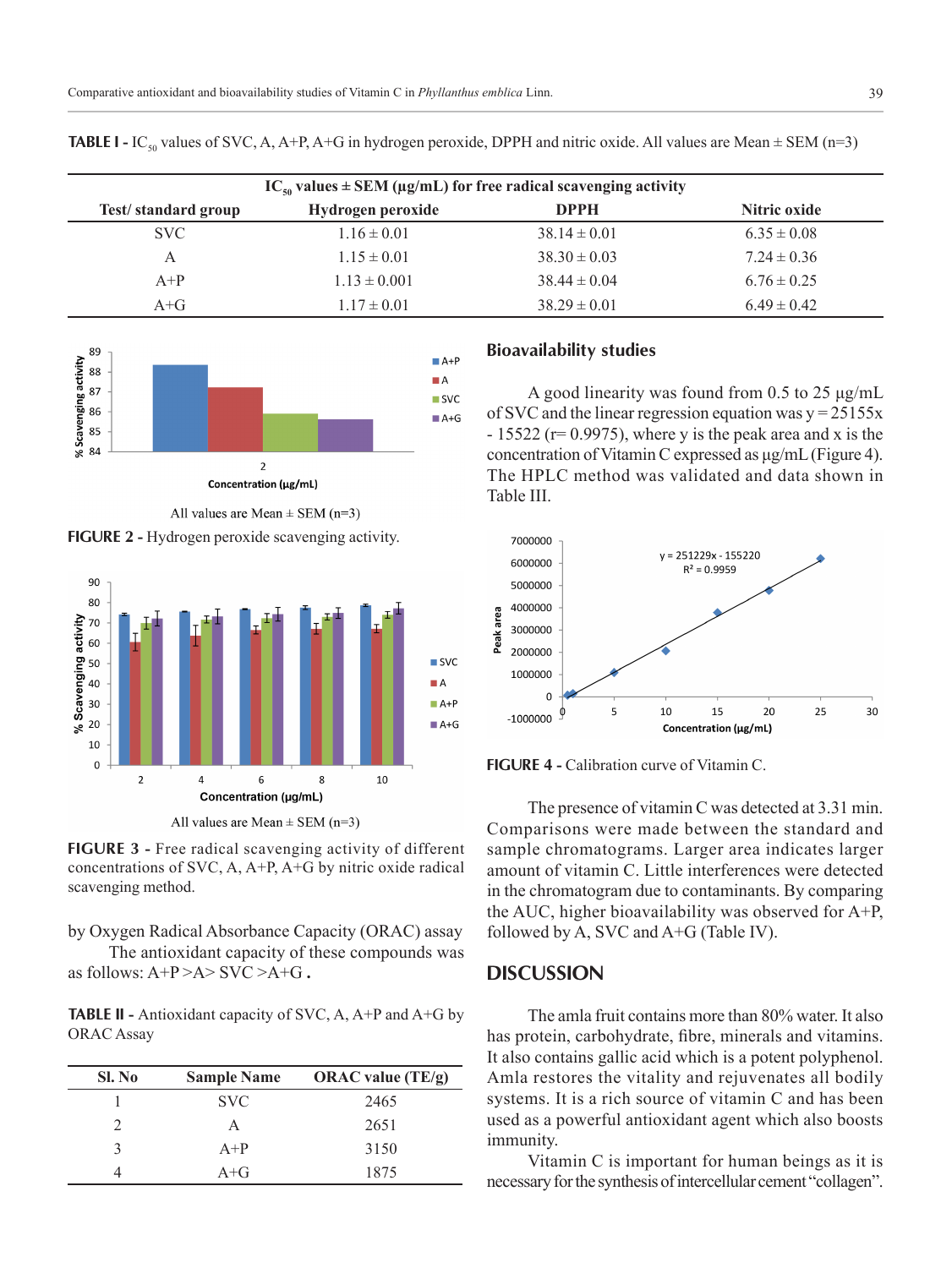**TABLE I -** $IC_{50}$ values of SVC, A, A+P, A+G in hydrogen peroxide, DPPH and nitric oxide. All values are Mean ± SEM (n=3)

| $IC_{50}$ values ± SEM (μg/mL) for free radical scavenging activity | | | |
|---|---|---|---|
| Test/ standard group | Hydrogen peroxide | DPPH | Nitric oxide |
| SVC | 1.16 ± 0.01 | 38.14 ± 0.01 | 6.35 ± 0.08 |
| A | 1.15 ± 0.01 | 38.30 ± 0.03 | 7.24 ± 0.36 |
| A+P | 1.13 ± 0.001 | 38.44 ± 0.04 | 6.76 ± 0.25 |
| A+G | 1.17 ± 0.01 | 38.29 ± 0.01 | 6.49 ± 0.42 |

All values are Mean ± SEM (n=3)

**FIGURE 2 -** Hydrogen peroxide scavenging activity.

All values are Mean ± SEM (n=3)

**FIGURE 3 -** Free radical scavenging activity of different concentrations of SVC, A, A+P, A+G by nitric oxide radical scavenging method.

by Oxygen Radical Absorbance Capacity (ORAC) assay

The antioxidant capacity of these compounds was as follows: A+P >A> SVC >A+G **.**

**TABLE II -** Antioxidant capacity of SVC, A, A+P and A+G by ORAC Assay

| Sl. No | Sample Name | ORAC value (TE/g) |
|---|---|---|
| 1 | SVC | 2465 |
| 2 | A | 2651 |
| 3 | A+P | 3150 |
| 4 | A+G | 1875 |

## Bioavailability studies

A good linearity was found from 0.5 to 25 μg/mL of SVC and the linear regression equation was y = 25155x - 15522 (r= 0.9975), where y is the peak area and x is the concentration of Vitamin C expressed as μg/mL (Figure 4). The HPLC method was validated and data shown in Table III.

**FIGURE 4 -** Calibration curve of Vitamin C.

The presence of vitamin C was detected at 3.31 min. Comparisons were made between the standard and sample chromatograms. Larger area indicates larger amount of vitamin C. Little interferences were detected in the chromatogram due to contaminants. By comparing the AUC, higher bioavailability was observed for A+P, followed by A, SVC and A+G (Table IV).

## DISCUSSION

The amla fruit contains more than 80% water. It also has protein, carbohydrate, fibre, minerals and vitamins. It also contains gallic acid which is a potent polyphenol. Amla restores the vitality and rejuvenates all bodily systems. It is a rich source of vitamin C and has been used as a powerful antioxidant agent which also boosts immunity.

Vitamin C is important for human beings as it is necessary for the synthesis of intercellular cement "collagen".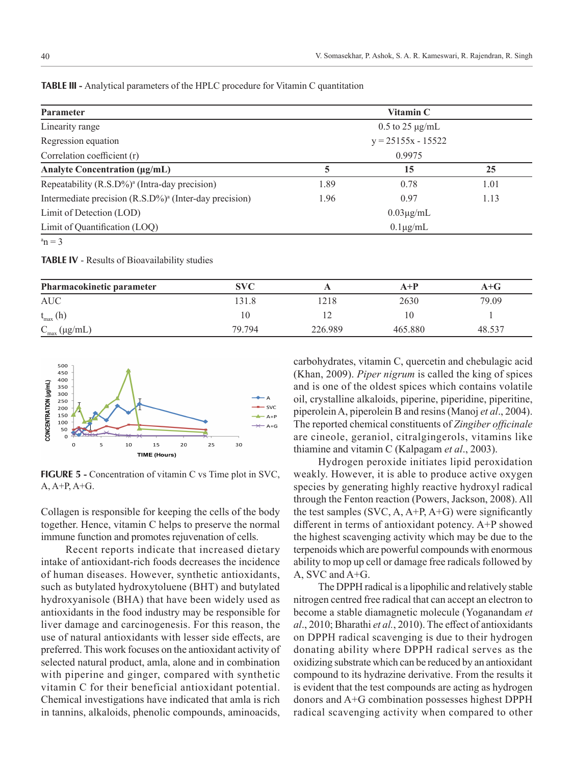**TABLE III -** Analytical parameters of the HPLC procedure for Vitamin C quantitation

| Parameter | Vitamin C | | |
|---|---|---|---|
| Linearity range | 0.5 to 25 µg/mL | | |
| Regression equation | y = 25155x - 15522 | | |
| Correlation coefficient (r) | 0.9975 | | |
| **Analyte Concentration (µg/mL)** | **5** | **15** | **25** |
| Repeatability (R.S.D%)[a] (Intra-day precision) | 1.89 | 0.78 | 1.01 |
| Intermediate precision (R.S.D%)[a] (Inter-day precision) | 1.96 | 0.97 | 1.13 |
| Limit of Detection (LOD) | 0.03µg/mL | | |
| Limit of Quantification (LOQ) | 0.1µg/mL | | |

[a]n = 3

**TABLE IV** - Results of Bioavailability studies

| Pharmacokinetic parameter | SVC | A | A+P | A+G |
|---|---|---|---|---|
| AUC | 131.8 | 1218 | 2630 | 79.09 |
| $t_{max}$ (h) | 10 | 12 | 10 | 1 |
| $C_{max}$ (µg/mL) | 79.794 | 226.989 | 465.880 | 48.537 |

**FIGURE 5 -** Concentration of vitamin C vs Time plot in SVC, A, A+P, A+G.

Collagen is responsible for keeping the cells of the body together. Hence, vitamin C helps to preserve the normal immune function and promotes rejuvenation of cells.

Recent reports indicate that increased dietary intake of antioxidant-rich foods decreases the incidence of human diseases. However, synthetic antioxidants, such as butylated hydroxytoluene (BHT) and butylated hydroxyanisole (BHA) that have been widely used as antioxidants in the food industry may be responsible for liver damage and carcinogenesis. For this reason, the use of natural antioxidants with lesser side effects, are preferred. This work focuses on the antioxidant activity of selected natural product, amla, alone and in combination with piperine and ginger, compared with synthetic vitamin C for their beneficial antioxidant potential. Chemical investigations have indicated that amla is rich in tannins, alkaloids, phenolic compounds, aminoacids, carbohydrates, vitamin C, quercetin and chebulagic acid (Khan, 2009). *Piper nigrum* is called the king of spices and is one of the oldest spices which contains volatile oil, crystalline alkaloids, piperine, piperidine, piperitine, piperolein A, piperolein B and resins (Manoj *et al*., 2004). The reported chemical constituents of *Zingiber officinale* are cineole, geraniol, citralgingerols, vitamins like thiamine and vitamin C (Kalpagam *et al*., 2003).

Hydrogen peroxide initiates lipid peroxidation weakly. However, it is able to produce active oxygen species by generating highly reactive hydroxyl radical through the Fenton reaction (Powers, Jackson, 2008). All the test samples (SVC, A, A+P, A+G) were significantly different in terms of antioxidant potency. A+P showed the highest scavenging activity which may be due to the terpenoids which are powerful compounds with enormous ability to mop up cell or damage free radicals followed by A, SVC and A+G.

The DPPH radical is a lipophilic and relatively stable nitrogen centred free radical that can accept an electron to become a stable diamagnetic molecule (Yoganandam *et al*., 2010; Bharathi *et al.*, 2010). The effect of antioxidants on DPPH radical scavenging is due to their hydrogen donating ability where DPPH radical serves as the oxidizing substrate which can be reduced by an antioxidant compound to its hydrazine derivative. From the results it is evident that the test compounds are acting as hydrogen donors and A+G combination possesses highest DPPH radical scavenging activity when compared to other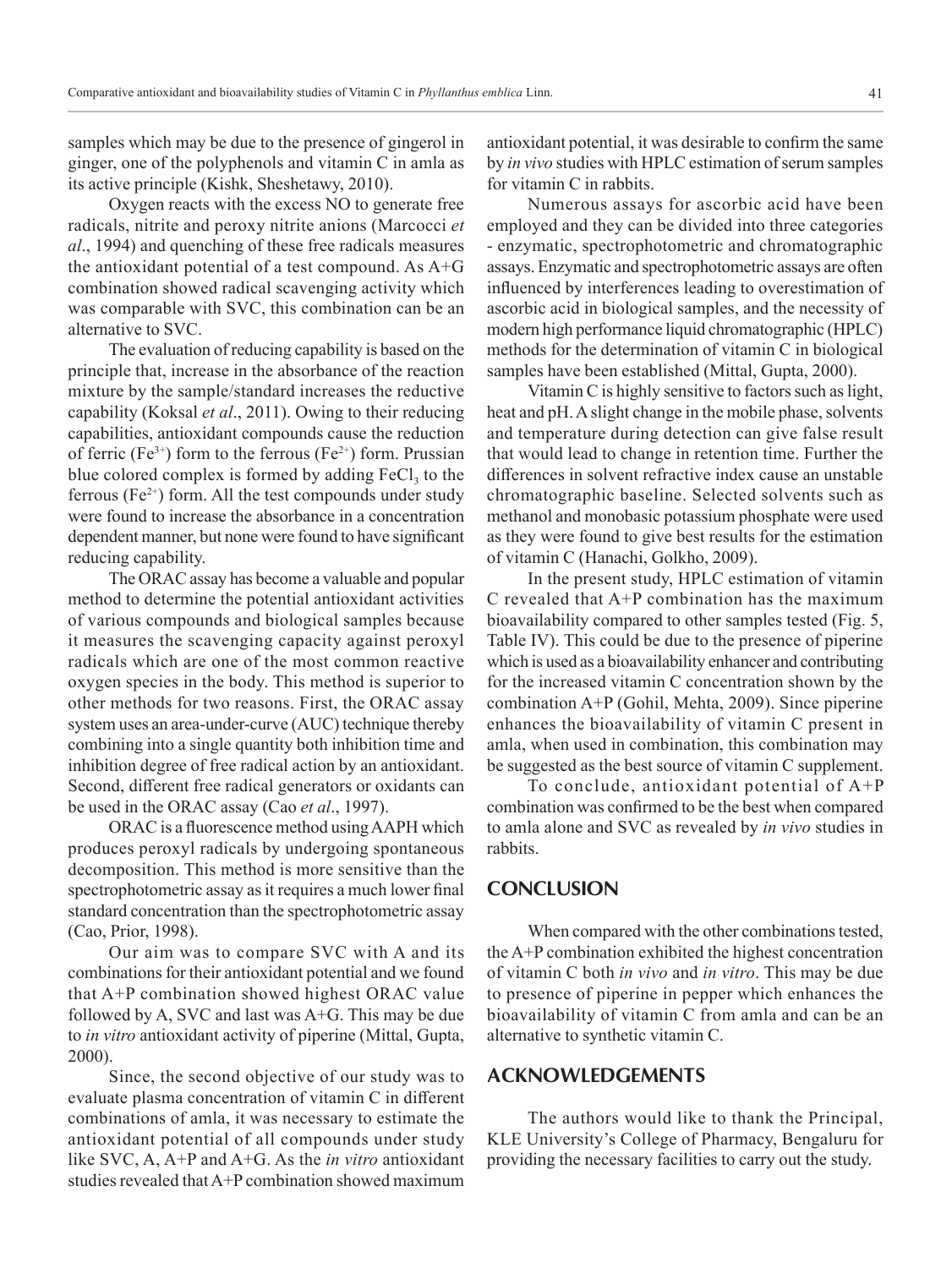samples which may be due to the presence of gingerol in ginger, one of the polyphenols and vitamin C in amla as its active principle (Kishk, Sheshetawy, 2010).

Oxygen reacts with the excess NO to generate free radicals, nitrite and peroxy nitrite anions (Marcocci *et al*., 1994) and quenching of these free radicals measures the antioxidant potential of a test compound. As A+G combination showed radical scavenging activity which was comparable with SVC, this combination can be an alternative to SVC.

The evaluation of reducing capability is based on the principle that, increase in the absorbance of the reaction mixture by the sample/standard increases the reductive capability (Koksal *et al*., 2011). Owing to their reducing capabilities, antioxidant compounds cause the reduction of ferric ($Fe^{3+}$) form to the ferrous ($Fe^{2+}$) form. Prussian blue colored complex is formed by adding $FeCl_3$ to the ferrous ($Fe^{2+}$) form. All the test compounds under study were found to increase the absorbance in a concentration dependent manner, but none were found to have significant reducing capability.

The ORAC assay has become a valuable and popular method to determine the potential antioxidant activities of various compounds and biological samples because it measures the scavenging capacity against peroxyl radicals which are one of the most common reactive oxygen species in the body. This method is superior to other methods for two reasons. First, the ORAC assay system uses an area-under-curve (AUC) technique thereby combining into a single quantity both inhibition time and inhibition degree of free radical action by an antioxidant. Second, different free radical generators or oxidants can be used in the ORAC assay (Cao *et al*., 1997).

ORAC is a fluorescence method using AAPH which produces peroxyl radicals by undergoing spontaneous decomposition. This method is more sensitive than the spectrophotometric assay as it requires a much lower final standard concentration than the spectrophotometric assay (Cao, Prior, 1998).

Our aim was to compare SVC with A and its combinations for their antioxidant potential and we found that A+P combination showed highest ORAC value followed by A, SVC and last was A+G. This may be due to *in vitro* antioxidant activity of piperine (Mittal, Gupta, 2000).

Since, the second objective of our study was to evaluate plasma concentration of vitamin C in different combinations of amla, it was necessary to estimate the antioxidant potential of all compounds under study like SVC, A, A+P and A+G. As the *in vitro* antioxidant studies revealed that A+P combination showed maximum antioxidant potential, it was desirable to confirm the same by *in vivo* studies with HPLC estimation of serum samples for vitamin C in rabbits.

Numerous assays for ascorbic acid have been employed and they can be divided into three categories - enzymatic, spectrophotometric and chromatographic assays. Enzymatic and spectrophotometric assays are often influenced by interferences leading to overestimation of ascorbic acid in biological samples, and the necessity of modern high performance liquid chromatographic (HPLC) methods for the determination of vitamin C in biological samples have been established (Mittal, Gupta, 2000).

Vitamin C is highly sensitive to factors such as light, heat and pH. A slight change in the mobile phase, solvents and temperature during detection can give false result that would lead to change in retention time. Further the differences in solvent refractive index cause an unstable chromatographic baseline. Selected solvents such as methanol and monobasic potassium phosphate were used as they were found to give best results for the estimation of vitamin C (Hanachi, Golkho, 2009).

In the present study, HPLC estimation of vitamin C revealed that A+P combination has the maximum bioavailability compared to other samples tested (Fig. 5, Table IV). This could be due to the presence of piperine which is used as a bioavailability enhancer and contributing for the increased vitamin C concentration shown by the combination A+P (Gohil, Mehta, 2009). Since piperine enhances the bioavailability of vitamin C present in amla, when used in combination, this combination may be suggested as the best source of vitamin C supplement.

To conclude, antioxidant potential of A+P combination was confirmed to be the best when compared to amla alone and SVC as revealed by *in vivo* studies in rabbits.

## CONCLUSION

When compared with the other combinations tested, the A+P combination exhibited the highest concentration of vitamin C both *in vivo* and *in vitro*. This may be due to presence of piperine in pepper which enhances the bioavailability of vitamin C from amla and can be an alternative to synthetic vitamin C.

## ACKNOWLEDGEMENTS

The authors would like to thank the Principal, KLE University's College of Pharmacy, Bengaluru for providing the necessary facilities to carry out the study.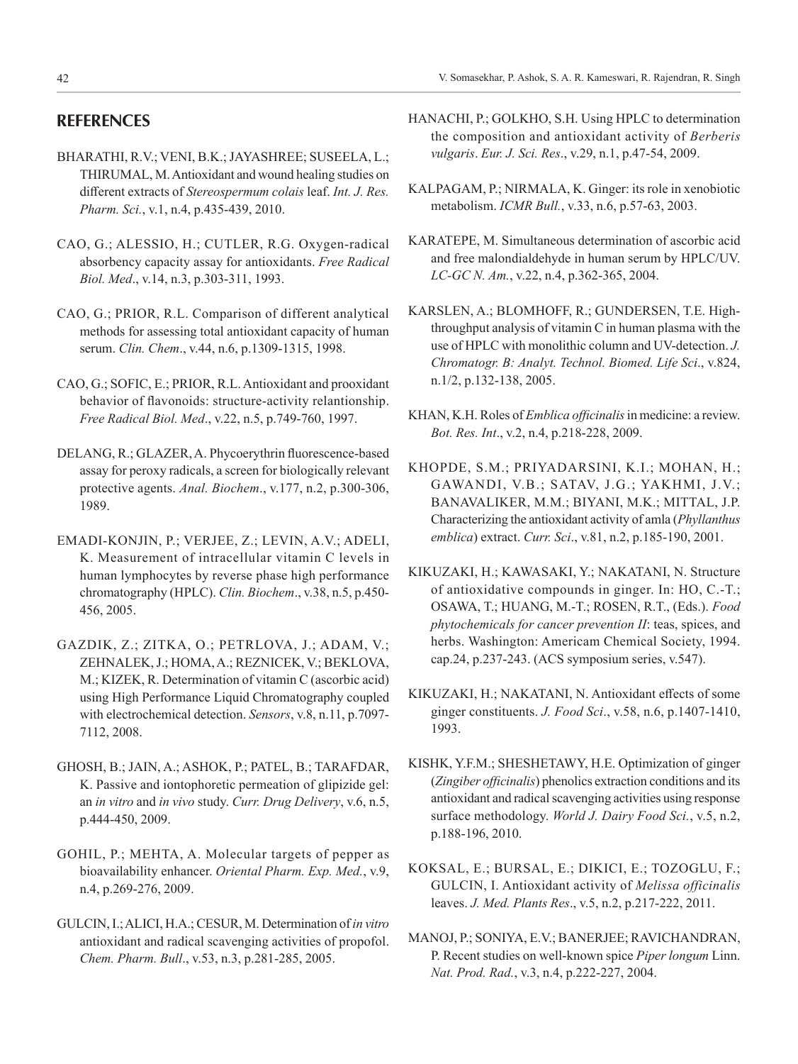## REFERENCES

BHARATHI, R.V.; VENI, B.K.; JAYASHREE; SUSEELA, L.; THIRUMAL, M. Antioxidant and wound healing studies on different extracts of *Stereospermum colais* leaf. *Int. J. Res. Pharm. Sci.*, v.1, n.4, p.435-439, 2010.

CAO, G.; ALESSIO, H.; CUTLER, R.G. Oxygen-radical absorbency capacity assay for antioxidants. *Free Radical Biol. Med*., v.14, n.3, p.303-311, 1993.

CAO, G.; PRIOR, R.L. Comparison of different analytical methods for assessing total antioxidant capacity of human serum. *Clin. Chem*., v.44, n.6, p.1309-1315, 1998.

CAO, G.; SOFIC, E.; PRIOR, R.L. Antioxidant and prooxidant behavior of flavonoids: structure-activity relantionship. *Free Radical Biol. Med*., v.22, n.5, p.749-760, 1997.

DELANG, R.; GLAZER, A. Phycoerythrin fluorescence-based assay for peroxy radicals, a screen for biologically relevant protective agents. *Anal. Biochem*., v.177, n.2, p.300-306, 1989.

EMADI-KONJIN, P.; VERJEE, Z.; LEVIN, A.V.; ADELI, K. Measurement of intracellular vitamin C levels in human lymphocytes by reverse phase high performance chromatography (HPLC). *Clin. Biochem*., v.38, n.5, p.450-456, 2005.

GAZDIK, Z.; ZITKA, O.; PETRLOVA, J.; ADAM, V.; ZEHNALEK, J.; HOMA, A.; REZNICEK, V.; BEKLOVA, M.; KIZEK, R. Determination of vitamin C (ascorbic acid) using High Performance Liquid Chromatography coupled with electrochemical detection. *Sensors*, v.8, n.11, p.7097-7112, 2008.

GHOSH, B.; JAIN, A.; ASHOK, P.; PATEL, B.; TARAFDAR, K. Passive and iontophoretic permeation of glipizide gel: an *in vitro* and *in vivo* study. *Curr. Drug Delivery*, v.6, n.5, p.444-450, 2009.

GOHIL, P.; MEHTA, A. Molecular targets of pepper as bioavailability enhancer. *Oriental Pharm. Exp. Med.*, v.9, n.4, p.269-276, 2009.

GULCIN, I.; ALICI, H.A.; CESUR, M. Determination of *in vitro* antioxidant and radical scavenging activities of propofol. *Chem. Pharm. Bull*., v.53, n.3, p.281-285, 2005.

HANACHI, P.; GOLKHO, S.H. Using HPLC to determination the composition and antioxidant activity of *Berberis vulgaris*. *Eur. J. Sci. Res*., v.29, n.1, p.47-54, 2009.

KALPAGAM, P.; NIRMALA, K. Ginger: its role in xenobiotic metabolism. *ICMR Bull.*, v.33, n.6, p.57-63, 2003.

KARATEPE, M. Simultaneous determination of ascorbic acid and free malondialdehyde in human serum by HPLC/UV. *LC-GC N. Am.*, v.22, n.4, p.362-365, 2004.

KARSLEN, A.; BLOMHOFF, R.; GUNDERSEN, T.E. High-throughput analysis of vitamin C in human plasma with the use of HPLC with monolithic column and UV-detection. *J. Chromatogr. B: Analyt. Technol. Biomed. Life Sci*., v.824, n.1/2, p.132-138, 2005.

KHAN, K.H. Roles of *Emblica officinalis* in medicine: a review. *Bot. Res. Int*., v.2, n.4, p.218-228, 2009.

KHOPDE, S.M.; PRIYADARSINI, K.I.; MOHAN, H.; GAWANDI, V.B.; SATAV, J.G.; YAKHMI, J.V.; BANAVALIKER, M.M.; BIYANI, M.K.; MITTAL, J.P. Characterizing the antioxidant activity of amla (*Phyllanthus emblica*) extract. *Curr. Sci*., v.81, n.2, p.185-190, 2001.

KIKUZAKI, H.; KAWASAKI, Y.; NAKATANI, N. Structure of antioxidative compounds in ginger. In: HO, C.-T.; OSAWA, T.; HUANG, M.-T.; ROSEN, R.T., (Eds.). *Food phytochemicals for cancer prevention II*: teas, spices, and herbs. Washington: Americam Chemical Society, 1994. cap.24, p.237-243. (ACS symposium series, v.547).

KIKUZAKI, H.; NAKATANI, N. Antioxidant effects of some ginger constituents. *J. Food Sci*., v.58, n.6, p.1407-1410, 1993.

KISHK, Y.F.M.; SHESHETAWY, H.E. Optimization of ginger (*Zingiber officinalis*) phenolics extraction conditions and its antioxidant and radical scavenging activities using response surface methodology. *World J. Dairy Food Sci.*, v.5, n.2, p.188-196, 2010.

KOKSAL, E.; BURSAL, E.; DIKICI, E.; TOZOGLU, F.; GULCIN, I. Antioxidant activity of *Melissa officinalis* leaves. *J. Med. Plants Res*., v.5, n.2, p.217-222, 2011.

MANOJ, P.; SONIYA, E.V.; BANERJEE; RAVICHANDRAN, P. Recent studies on well-known spice *Piper longum* Linn. *Nat. Prod. Rad.*, v.3, n.4, p.222-227, 2004.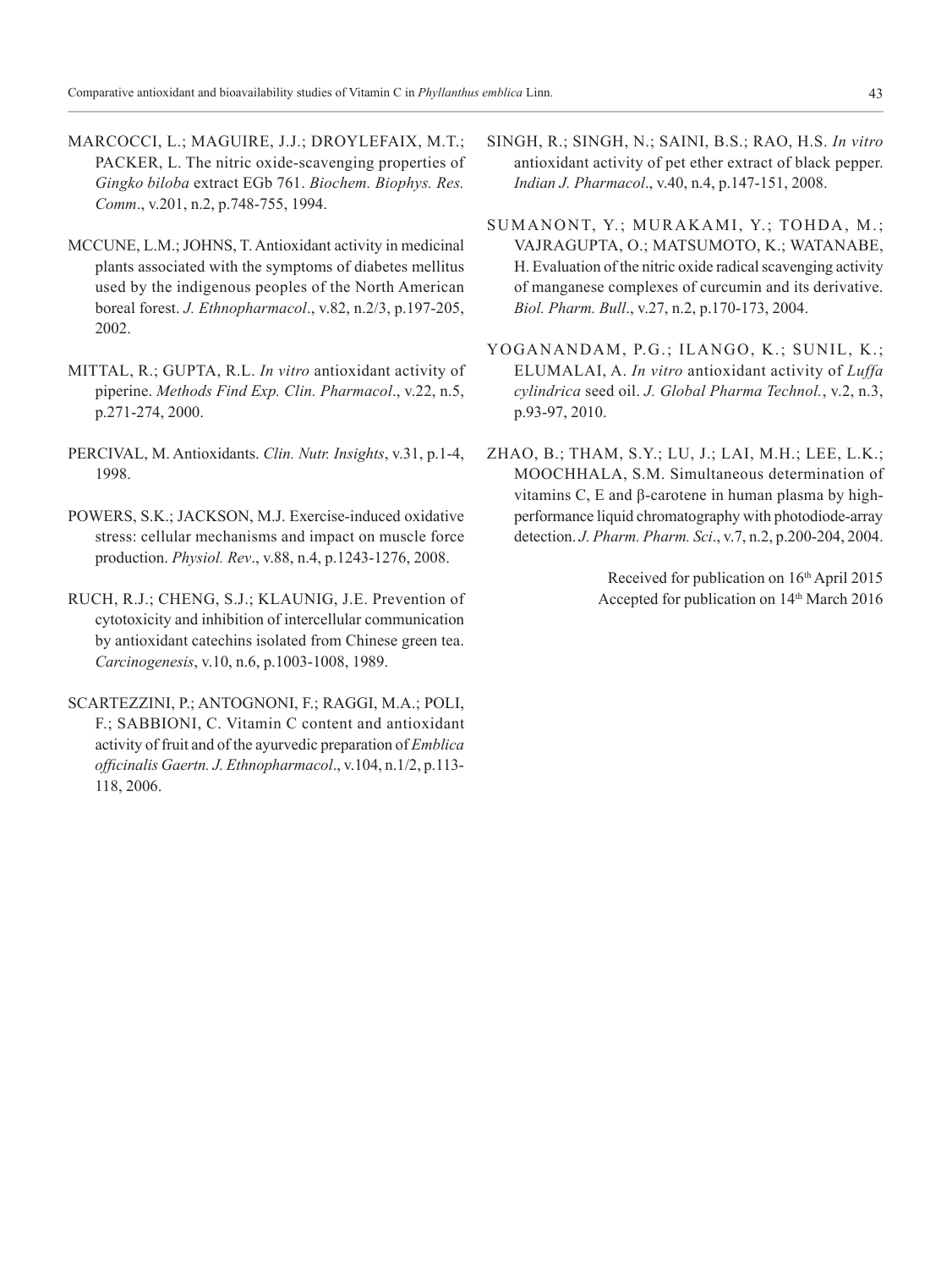MARCOCCI, L.; MAGUIRE, J.J.; DROYLEFAIX, M.T.; PACKER, L. The nitric oxide-scavenging properties of *Gingko biloba* extract EGb 761. *Biochem. Biophys. Res. Comm*., v.201, n.2, p.748-755, 1994.

MCCUNE, L.M.; JOHNS, T. Antioxidant activity in medicinal plants associated with the symptoms of diabetes mellitus used by the indigenous peoples of the North American boreal forest. *J. Ethnopharmacol*., v.82, n.2/3, p.197-205, 2002.

MITTAL, R.; GUPTA, R.L. *In vitro* antioxidant activity of piperine. *Methods Find Exp. Clin. Pharmacol*., v.22, n.5, p.271-274, 2000.

PERCIVAL, M. Antioxidants. *Clin. Nutr. Insights*, v.31, p.1-4, 1998.

POWERS, S.K.; JACKSON, M.J. Exercise-induced oxidative stress: cellular mechanisms and impact on muscle force production. *Physiol. Rev*., v.88, n.4, p.1243-1276, 2008.

RUCH, R.J.; CHENG, S.J.; KLAUNIG, J.E. Prevention of cytotoxicity and inhibition of intercellular communication by antioxidant catechins isolated from Chinese green tea. *Carcinogenesis*, v.10, n.6, p.1003-1008, 1989.

SCARTEZZINI, P.; ANTOGNONI, F.; RAGGI, M.A.; POLI, F.; SABBIONI, C. Vitamin C content and antioxidant activity of fruit and of the ayurvedic preparation of *Emblica officinalis Gaertn. J. Ethnopharmacol*., v.104, n.1/2, p.113-118, 2006.

SINGH, R.; SINGH, N.; SAINI, B.S.; RAO, H.S. *In vitro* antioxidant activity of pet ether extract of black pepper. *Indian J. Pharmacol*., v.40, n.4, p.147-151, 2008.

SUMANONT, Y.; MURAKAMI, Y.; TOHDA, M.; VAJRAGUPTA, O.; MATSUMOTO, K.; WATANABE, H. Evaluation of the nitric oxide radical scavenging activity of manganese complexes of curcumin and its derivative. *Biol. Pharm. Bull*., v.27, n.2, p.170-173, 2004.

YOGANANDAM, P.G.; ILANGO, K.; SUNIL, K.; ELUMALAI, A. *In vitro* antioxidant activity of *Luffa cylindrica* seed oil. *J. Global Pharma Technol.*, v.2, n.3, p.93-97, 2010.

ZHAO, B.; THAM, S.Y.; LU, J.; LAI, M.H.; LEE, L.K.; MOOCHHALA, S.M. Simultaneous determination of vitamins C, E and β-carotene in human plasma by high-performance liquid chromatography with photodiode-array detection. *J. Pharm. Pharm. Sci*., v.7, n.2, p.200-204, 2004.

Received for publication on 16th April 2015
Accepted for publication on 14th March 2016